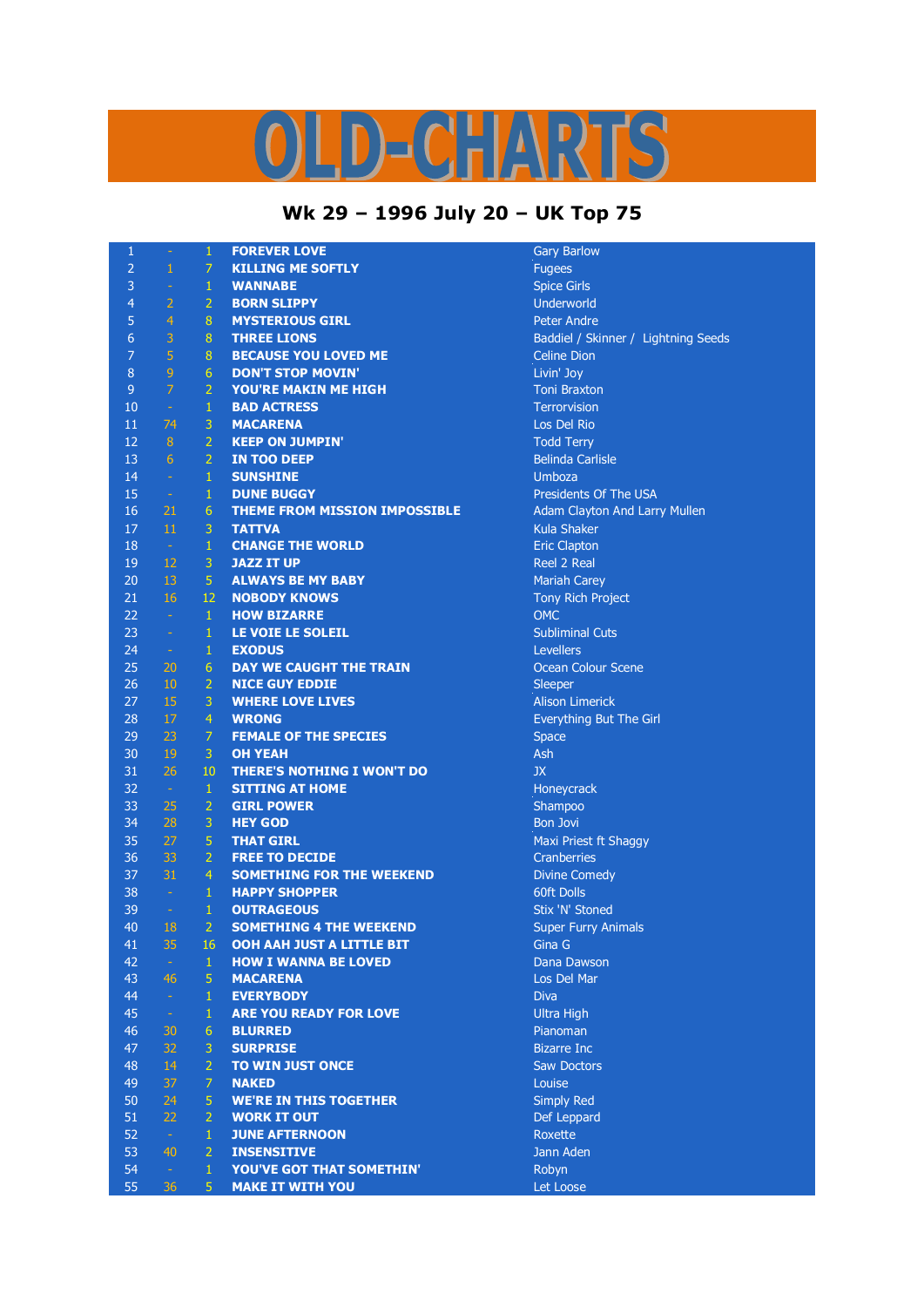# OLD-CHARTS

## Wk 29 – 1996 July 20 – UK Top 75

| | | | | |
|---|---|---|---|---|
| 1 | - | 1 | FOREVER LOVE | Gary Barlow |
| 2 | 1 | 7 | KILLING ME SOFTLY | Fugees |
| 3 | - | 1 | WANNABE | Spice Girls |
| 4 | 2 | 2 | BORN SLIPPY | Underworld |
| 5 | 4 | 8 | MYSTERIOUS GIRL | Peter Andre |
| 6 | 3 | 8 | THREE LIONS | Baddiel / Skinner / Lightning Seeds |
| 7 | 5 | 8 | BECAUSE YOU LOVED ME | Celine Dion |
| 8 | 9 | 6 | DON'T STOP MOVIN' | Livin' Joy |
| 9 | 7 | 2 | YOU'RE MAKIN ME HIGH | Toni Braxton |
| 10 | - | 1 | BAD ACTRESS | Terrorvision |
| 11 | 74 | 3 | MACARENA | Los Del Rio |
| 12 | 8 | 2 | KEEP ON JUMPIN' | Todd Terry |
| 13 | 6 | 2 | IN TOO DEEP | Belinda Carlisle |
| 14 | - | 1 | SUNSHINE | Umboza |
| 15 | - | 1 | DUNE BUGGY | Presidents Of The USA |
| 16 | 21 | 6 | THEME FROM MISSION IMPOSSIBLE | Adam Clayton And Larry Mullen |
| 17 | 11 | 3 | TATTVA | Kula Shaker |
| 18 | - | 1 | CHANGE THE WORLD | Eric Clapton |
| 19 | 12 | 3 | JAZZ IT UP | Reel 2 Real |
| 20 | 13 | 5 | ALWAYS BE MY BABY | Mariah Carey |
| 21 | 16 | 12 | NOBODY KNOWS | Tony Rich Project |
| 22 | - | 1 | HOW BIZARRE | OMC |
| 23 | - | 1 | LE VOIE LE SOLEIL | Subliminal Cuts |
| 24 | - | 1 | EXODUS | Levellers |
| 25 | 20 | 6 | DAY WE CAUGHT THE TRAIN | Ocean Colour Scene |
| 26 | 10 | 2 | NICE GUY EDDIE | Sleeper |
| 27 | 15 | 3 | WHERE LOVE LIVES | Alison Limerick |
| 28 | 17 | 4 | WRONG | Everything But The Girl |
| 29 | 23 | 7 | FEMALE OF THE SPECIES | Space |
| 30 | 19 | 3 | OH YEAH | Ash |
| 31 | 26 | 10 | THERE'S NOTHING I WON'T DO | JX |
| 32 | - | 1 | SITTING AT HOME | Honeycrack |
| 33 | 25 | 2 | GIRL POWER | Shampoo |
| 34 | 28 | 3 | HEY GOD | Bon Jovi |
| 35 | 27 | 5 | THAT GIRL | Maxi Priest ft Shaggy |
| 36 | 33 | 2 | FREE TO DECIDE | Cranberries |
| 37 | 31 | 4 | SOMETHING FOR THE WEEKEND | Divine Comedy |
| 38 | - | 1 | HAPPY SHOPPER | 60ft Dolls |
| 39 | - | 1 | OUTRAGEOUS | Stix 'N' Stoned |
| 40 | 18 | 2 | SOMETHING 4 THE WEEKEND | Super Furry Animals |
| 41 | 35 | 16 | OOH AAH JUST A LITTLE BIT | Gina G |
| 42 | - | 1 | HOW I WANNA BE LOVED | Dana Dawson |
| 43 | 46 | 5 | MACARENA | Los Del Mar |
| 44 | - | 1 | EVERYBODY | Diva |
| 45 | - | 1 | ARE YOU READY FOR LOVE | Ultra High |
| 46 | 30 | 6 | BLURRED | Pianoman |
| 47 | 32 | 3 | SURPRISE | Bizarre Inc |
| 48 | 14 | 2 | TO WIN JUST ONCE | Saw Doctors |
| 49 | 37 | 7 | NAKED | Louise |
| 50 | 24 | 5 | WE'RE IN THIS TOGETHER | Simply Red |
| 51 | 22 | 2 | WORK IT OUT | Def Leppard |
| 52 | - | 1 | JUNE AFTERNOON | Roxette |
| 53 | 40 | 2 | INSENSITIVE | Jann Aden |
| 54 | - | 1 | YOU'VE GOT THAT SOMETHIN' | Robyn |
| 55 | 36 | 5 | MAKE IT WITH YOU | Let Loose |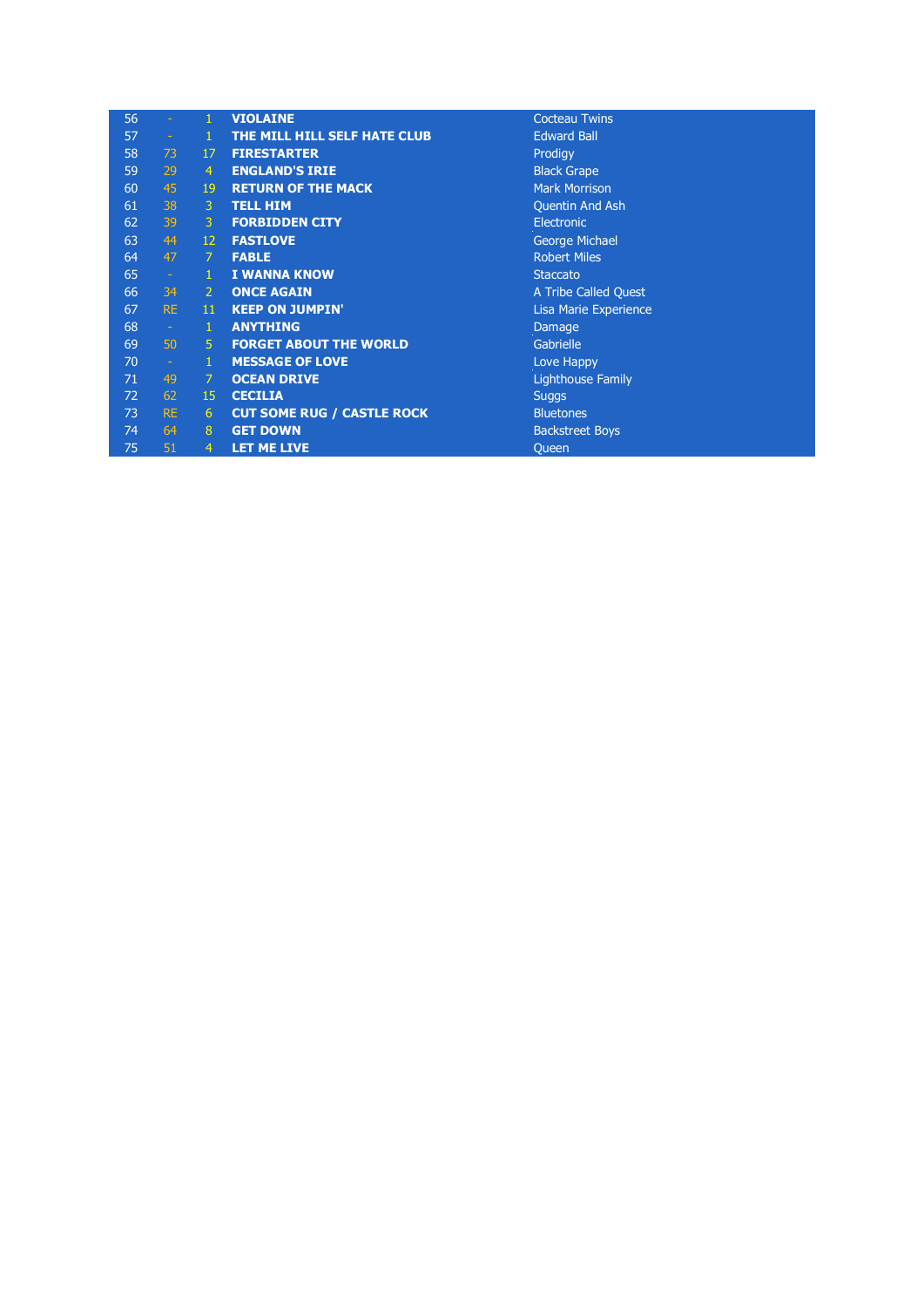| | | | | |
|---|---|---|---|---|
| 56 | - | 1 | **VIOLAINE** | Cocteau Twins |
| 57 | - | 1 | **THE MILL HILL SELF HATE CLUB** | Edward Ball |
| 58 | 73 | 17 | **FIRESTARTER** | Prodigy |
| 59 | 29 | 4 | **ENGLAND'S IRIE** | Black Grape |
| 60 | 45 | 19 | **RETURN OF THE MACK** | Mark Morrison |
| 61 | 38 | 3 | **TELL HIM** | Quentin And Ash |
| 62 | 39 | 3 | **FORBIDDEN CITY** | Electronic |
| 63 | 44 | 12 | **FASTLOVE** | George Michael |
| 64 | 47 | 7 | **FABLE** | Robert Miles |
| 65 | - | 1 | **I WANNA KNOW** | Staccato |
| 66 | 34 | 2 | **ONCE AGAIN** | A Tribe Called Quest |
| 67 | RE | 11 | **KEEP ON JUMPIN'** | Lisa Marie Experience |
| 68 | - | 1 | **ANYTHING** | Damage |
| 69 | 50 | 5 | **FORGET ABOUT THE WORLD** | Gabrielle |
| 70 | - | 1 | **MESSAGE OF LOVE** | Love Happy |
| 71 | 49 | 7 | **OCEAN DRIVE** | Lighthouse Family |
| 72 | 62 | 15 | **CECILIA** | Suggs |
| 73 | RE | 6 | **CUT SOME RUG / CASTLE ROCK** | Bluetones |
| 74 | 64 | 8 | **GET DOWN** | Backstreet Boys |
| 75 | 51 | 4 | **LET ME LIVE** | Queen |